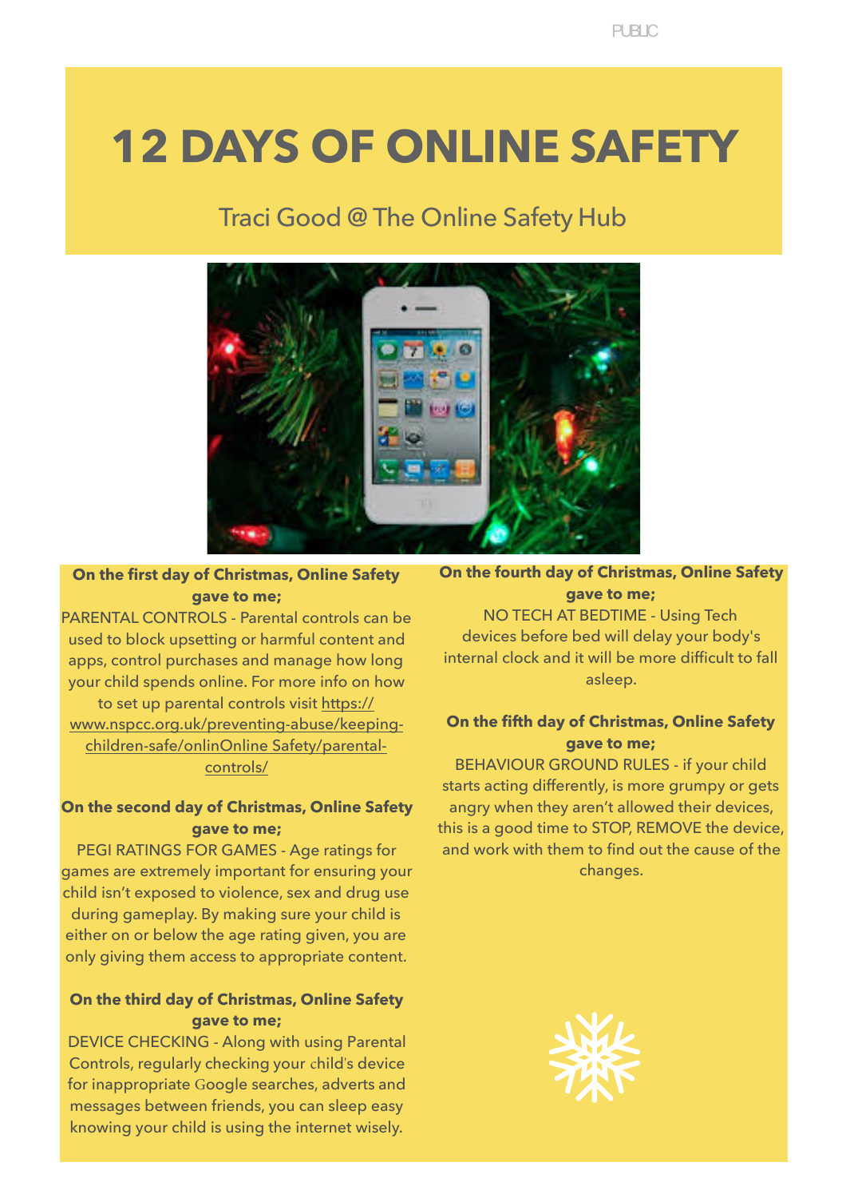# 12 DAYS OF ONLINE SAFETY

Traci Good @ The Online Safety Hub

**On the first day of Christmas, Online Safety gave to me;**

PARENTAL CONTROLS - Parental controls can be used to block upsetting or harmful content and apps, control purchases and manage how long your child spends online. For more info on how to set up parental controls visit https://www.nspcc.org.uk/preventing-abuse/keeping-children-safe/onlinOnline Safety/parental-controls/

**On the second day of Christmas, Online Safety gave to me;**

PEGI RATINGS FOR GAMES - Age ratings for games are extremely important for ensuring your child isn't exposed to violence, sex and drug use during gameplay. By making sure your child is either on or below the age rating given, you are only giving them access to appropriate content.

**On the third day of Christmas, Online Safety gave to me;**

DEVICE CHECKING - Along with using Parental Controls, regularly checking your child's device for inappropriate Google searches, adverts and messages between friends, you can sleep easy knowing your child is using the internet wisely.

**On the fourth day of Christmas, Online Safety gave to me;**

NO TECH AT BEDTIME - Using Tech devices before bed will delay your body's internal clock and it will be more difficult to fall asleep.

**On the fifth day of Christmas, Online Safety gave to me;**

BEHAVIOUR GROUND RULES - if your child starts acting differently, is more grumpy or gets angry when they aren't allowed their devices, this is a good time to STOP, REMOVE the device, and work with them to find out the cause of the changes.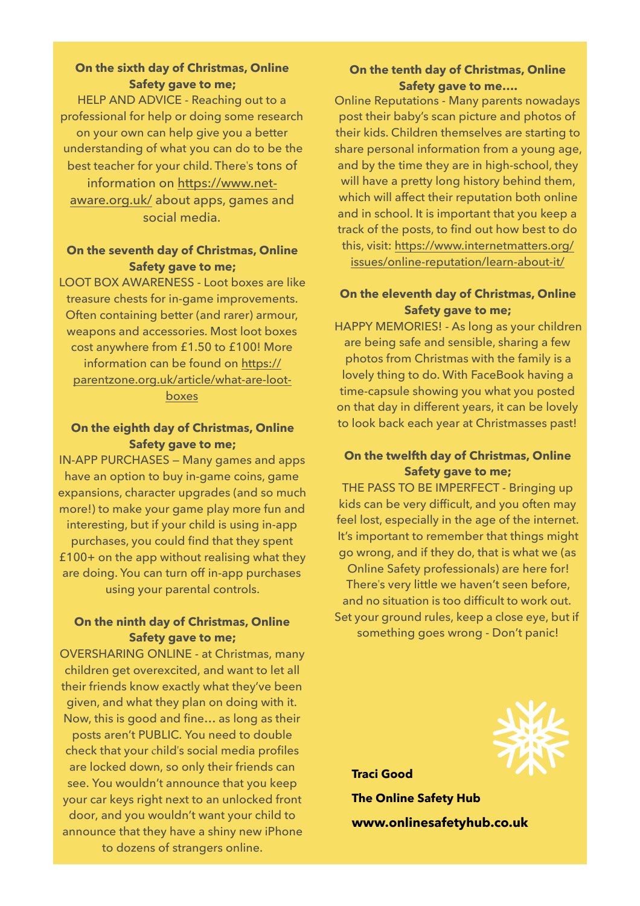**On the sixth day of Christmas, Online Safety gave to me;**

HELP AND ADVICE - Reaching out to a professional for help or doing some research on your own can help give you a better understanding of what you can do to be the best teacher for your child. There's tons of information on https://www.net-aware.org.uk/ about apps, games and social media.

**On the seventh day of Christmas, Online Safety gave to me;**

LOOT BOX AWARENESS - Loot boxes are like treasure chests for in-game improvements. Often containing better (and rarer) armour, weapons and accessories. Most loot boxes cost anywhere from £1.50 to £100! More information can be found on https://parentzone.org.uk/article/what-are-loot-boxes

**On the eighth day of Christmas, Online Safety gave to me;**

IN-APP PURCHASES — Many games and apps have an option to buy in-game coins, game expansions, character upgrades (and so much more!) to make your game play more fun and interesting, but if your child is using in-app purchases, you could find that they spent £100+ on the app without realising what they are doing. You can turn off in-app purchases using your parental controls.

**On the ninth day of Christmas, Online Safety gave to me;**

OVERSHARING ONLINE - at Christmas, many children get overexcited, and want to let all their friends know exactly what they've been given, and what they plan on doing with it. Now, this is good and fine… as long as their posts aren't PUBLIC. You need to double check that your child's social media profiles are locked down, so only their friends can see. You wouldn't announce that you keep your car keys right next to an unlocked front door, and you wouldn't want your child to announce that they have a shiny new iPhone to dozens of strangers online.

**On the tenth day of Christmas, Online Safety gave to me….**

Online Reputations - Many parents nowadays post their baby's scan picture and photos of their kids. Children themselves are starting to share personal information from a young age, and by the time they are in high-school, they will have a pretty long history behind them, which will affect their reputation both online and in school. It is important that you keep a track of the posts, to find out how best to do this, visit: https://www.internetmatters.org/issues/online-reputation/learn-about-it/

**On the eleventh day of Christmas, Online Safety gave to me;**

HAPPY MEMORIES! - As long as your children are being safe and sensible, sharing a few photos from Christmas with the family is a lovely thing to do. With FaceBook having a time-capsule showing you what you posted on that day in different years, it can be lovely to look back each year at Christmasses past!

**On the twelfth day of Christmas, Online Safety gave to me;**

THE PASS TO BE IMPERFECT - Bringing up kids can be very difficult, and you often may feel lost, especially in the age of the internet. It's important to remember that things might go wrong, and if they do, that is what we (as Online Safety professionals) are here for! There's very little we haven't seen before, and no situation is too difficult to work out. Set your ground rules, keep a close eye, but if something goes wrong - Don't panic!

**Traci Good**

**The Online Safety Hub**

**www.onlinesafetyhub.co.uk**